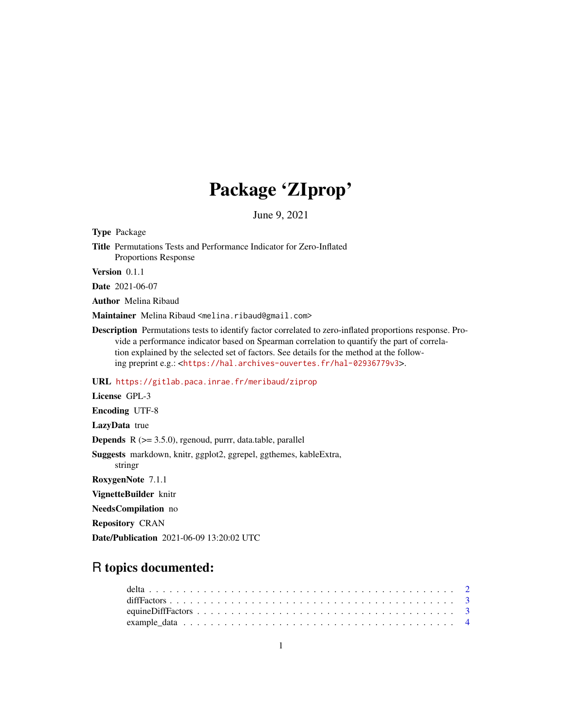# Package 'ZIprop'

June 9, 2021

**Type** Package

**Title** Permutations Tests and Performance Indicator for Zero-Inflated Proportions Response

**Version** 0.1.1

**Date** 2021-06-07

**Author** Melina Ribaud

**Maintainer** Melina Ribaud <melina.ribaud@gmail.com>

**Description** Permutations tests to identify factor correlated to zero-inflated proportions response. Provide a performance indicator based on Spearman correlation to quantify the part of correlation explained by the selected set of factors. See details for the method at the following preprint e.g.: <https://hal.archives-ouvertes.fr/hal-02936779v3>.

**URL** https://gitlab.paca.inrae.fr/meribaud/ziprop

**License** GPL-3

**Encoding** UTF-8

**LazyData** true

**Depends** R (>= 3.5.0), rgenoud, purrr, data.table, parallel

**Suggests** markdown, knitr, ggplot2, ggrepel, ggthemes, kableExtra, stringr

**RoxygenNote** 7.1.1

**VignetteBuilder** knitr

**NeedsCompilation** no

**Repository** CRAN

**Date/Publication** 2021-06-09 13:20:02 UTC

## R topics documented:

delta . . . . . . . . . . . . . . . . . . . . . . . . . . . . . . . . . . . . . . . . . . . 2
diffFactors . . . . . . . . . . . . . . . . . . . . . . . . . . . . . . . . . . . . . . . . 3
equineDiffFactors . . . . . . . . . . . . . . . . . . . . . . . . . . . . . . . . . . . . 3
example_data . . . . . . . . . . . . . . . . . . . . . . . . . . . . . . . . . . . . . . 4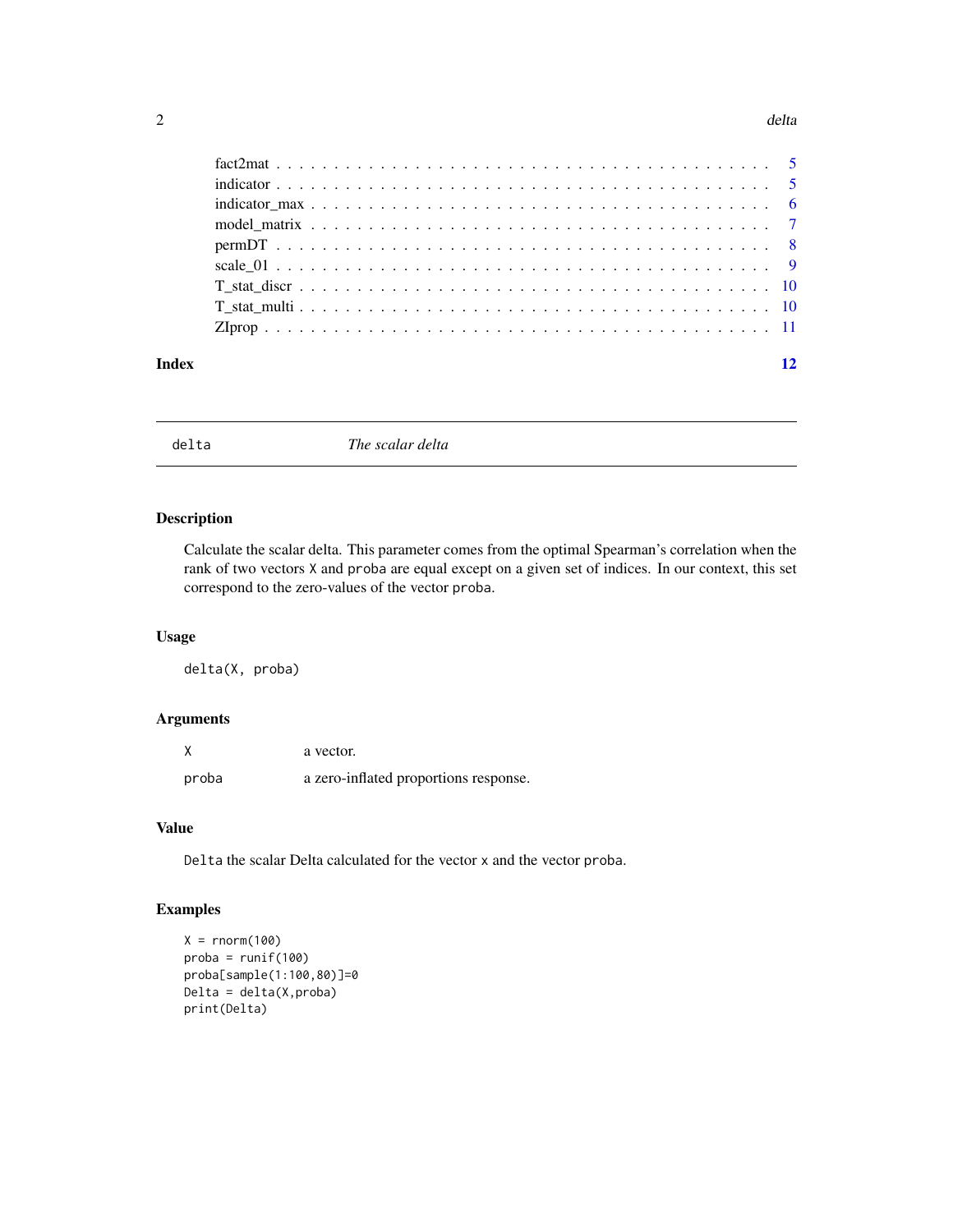fact2mat . . . . . . . . . . . . . . . . . . . . . . . . . . . . . . . . . . . . . . . 5
indicator . . . . . . . . . . . . . . . . . . . . . . . . . . . . . . . . . . . . . . . 5
indicator_max . . . . . . . . . . . . . . . . . . . . . . . . . . . . . . . . . . . . . 6
model_matrix . . . . . . . . . . . . . . . . . . . . . . . . . . . . . . . . . . . . . 7
permDT . . . . . . . . . . . . . . . . . . . . . . . . . . . . . . . . . . . . . . . . 8
scale_01 . . . . . . . . . . . . . . . . . . . . . . . . . . . . . . . . . . . . . . . 9
T_stat_discr . . . . . . . . . . . . . . . . . . . . . . . . . . . . . . . . . . . . . 10
T_stat_multi . . . . . . . . . . . . . . . . . . . . . . . . . . . . . . . . . . . . . 10
ZIprop . . . . . . . . . . . . . . . . . . . . . . . . . . . . . . . . . . . . . . . . 11

**Index** **12**

---

## delta — *The scalar delta*

### Description

Calculate the scalar delta. This parameter comes from the optimal Spearman's correlation when the rank of two vectors `X` and `proba` are equal except on a given set of indices. In our context, this set correspond to the zero-values of the vector `proba`.

### Usage

```
delta(X, proba)
```

### Arguments

| | |
|---|---|
| `X` | a vector. |
| `proba` | a zero-inflated proportions response. |

### Value

`Delta` the scalar Delta calculated for the vector `x` and the vector `proba`.

### Examples

```
X = rnorm(100)
proba = runif(100)
proba[sample(1:100,80)]=0
Delta = delta(X,proba)
print(Delta)
```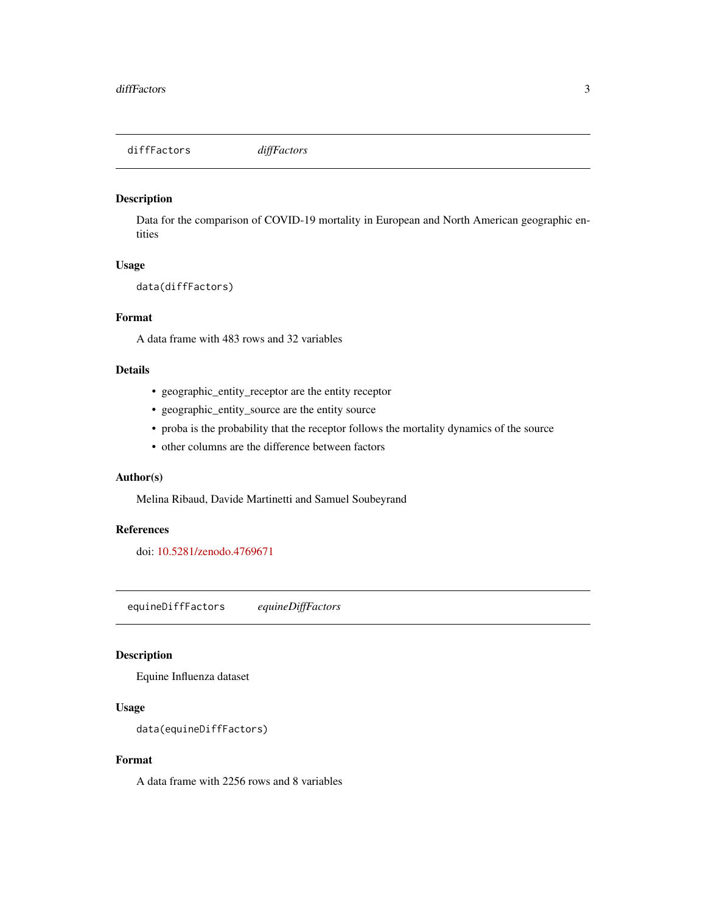## diffFactors *diffFactors*

### Description

Data for the comparison of COVID-19 mortality in European and North American geographic entities

### Usage

```
data(diffFactors)
```

### Format

A data frame with 483 rows and 32 variables

### Details

- geographic_entity_receptor are the entity receptor
- geographic_entity_source are the entity source
- proba is the probability that the receptor follows the mortality dynamics of the source
- other columns are the difference between factors

### Author(s)

Melina Ribaud, Davide Martinetti and Samuel Soubeyrand

### References

doi: 10.5281/zenodo.4769671

## equineDiffFactors *equineDiffFactors*

### Description

Equine Influenza dataset

### Usage

```
data(equineDiffFactors)
```

### Format

A data frame with 2256 rows and 8 variables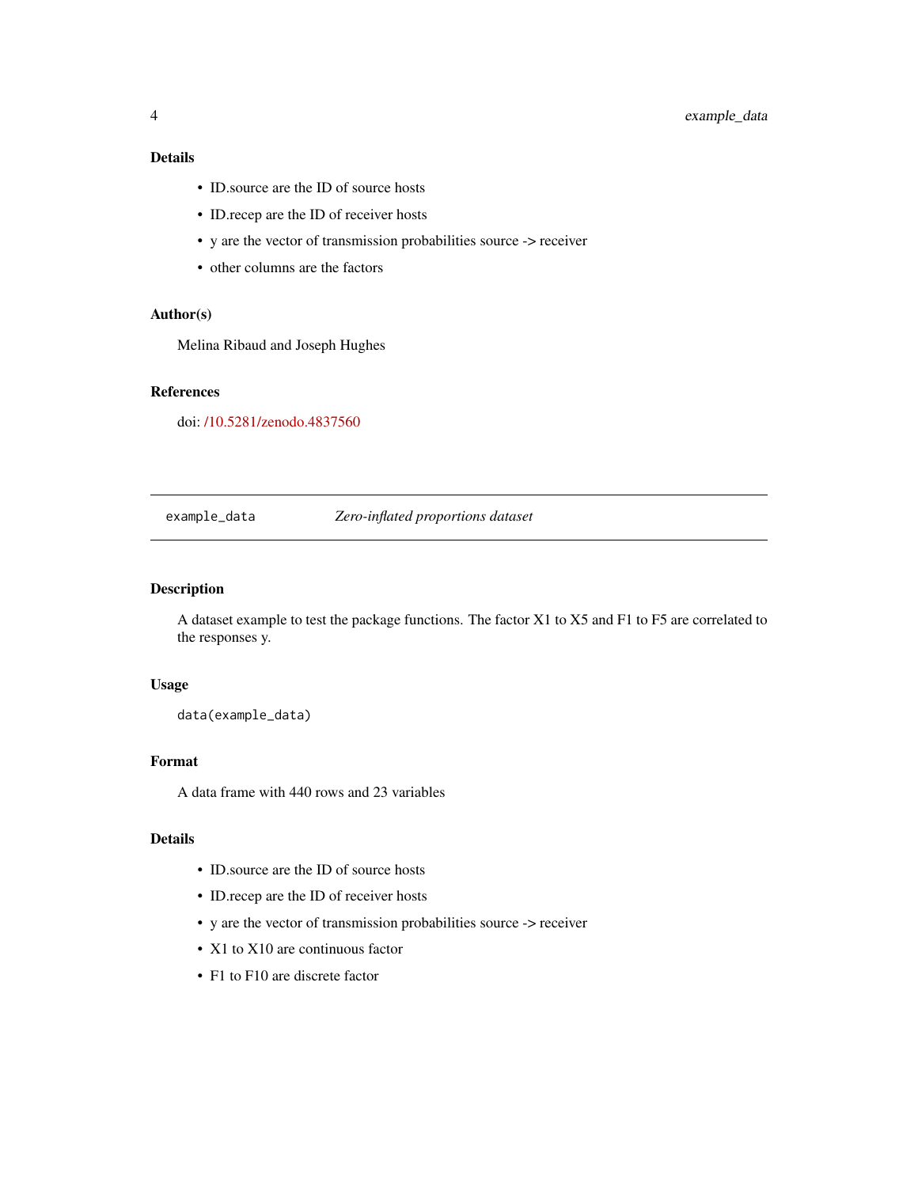### Details

- ID.source are the ID of source hosts
- ID.recep are the ID of receiver hosts
- y are the vector of transmission probabilities source -> receiver
- other columns are the factors

### Author(s)

Melina Ribaud and Joseph Hughes

### References

doi: /10.5281/zenodo.4837560

---

## example_data — *Zero-inflated proportions dataset*

---

### Description

A dataset example to test the package functions. The factor X1 to X5 and F1 to F5 are correlated to the responses y.

### Usage

```
data(example_data)
```

### Format

A data frame with 440 rows and 23 variables

### Details

- ID.source are the ID of source hosts
- ID.recep are the ID of receiver hosts
- y are the vector of transmission probabilities source -> receiver
- X1 to X10 are continuous factor
- F1 to F10 are discrete factor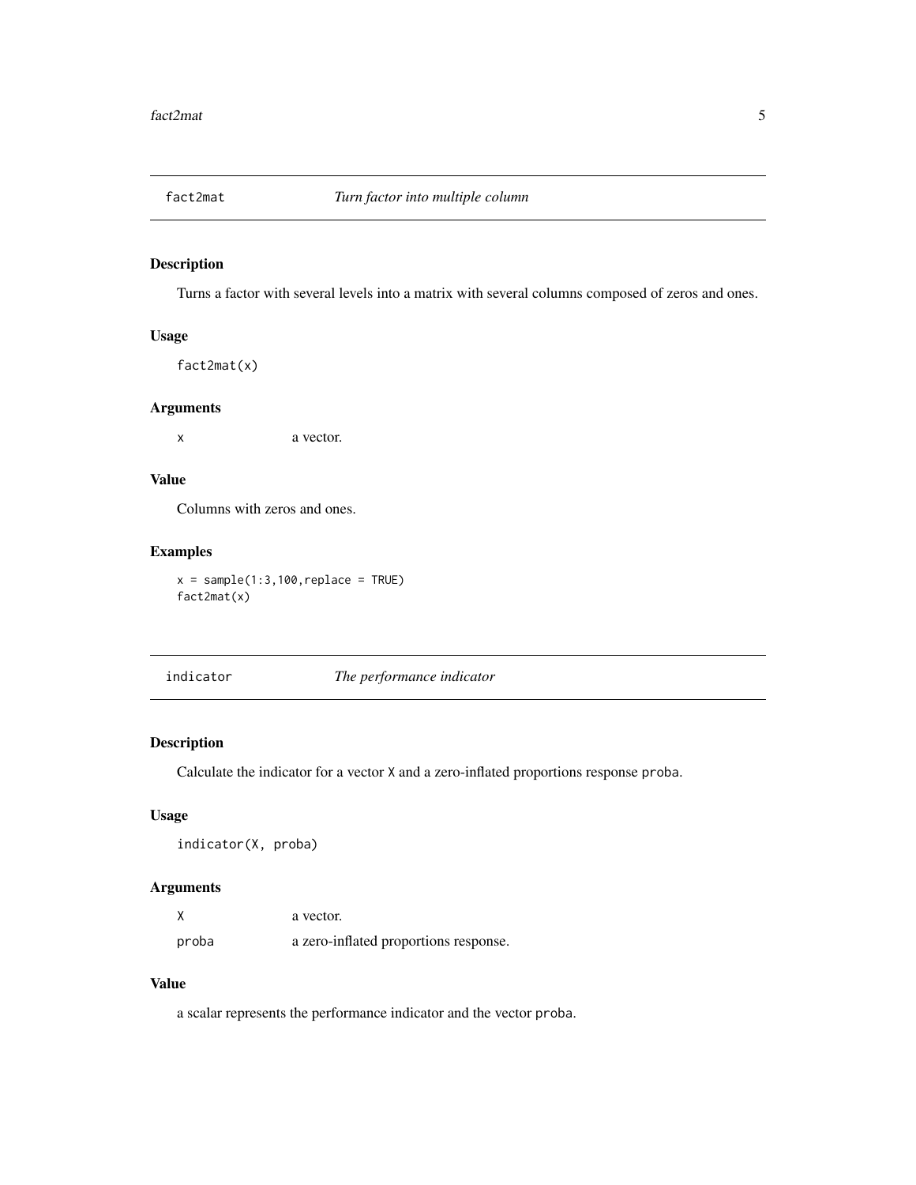## fact2mat *Turn factor into multiple column*

### Description

Turns a factor with several levels into a matrix with several columns composed of zeros and ones.

### Usage

```
fact2mat(x)
```

### Arguments

| | |
|---|---|
| `x` | a vector. |

### Value

Columns with zeros and ones.

### Examples

```
x = sample(1:3,100,replace = TRUE)
fact2mat(x)
```

## indicator *The performance indicator*

### Description

Calculate the indicator for a vector `X` and a zero-inflated proportions response `proba`.

### Usage

```
indicator(X, proba)
```

### Arguments

| | |
|---|---|
| `X` | a vector. |
| `proba` | a zero-inflated proportions response. |

### Value

a scalar represents the performance indicator and the vector `proba`.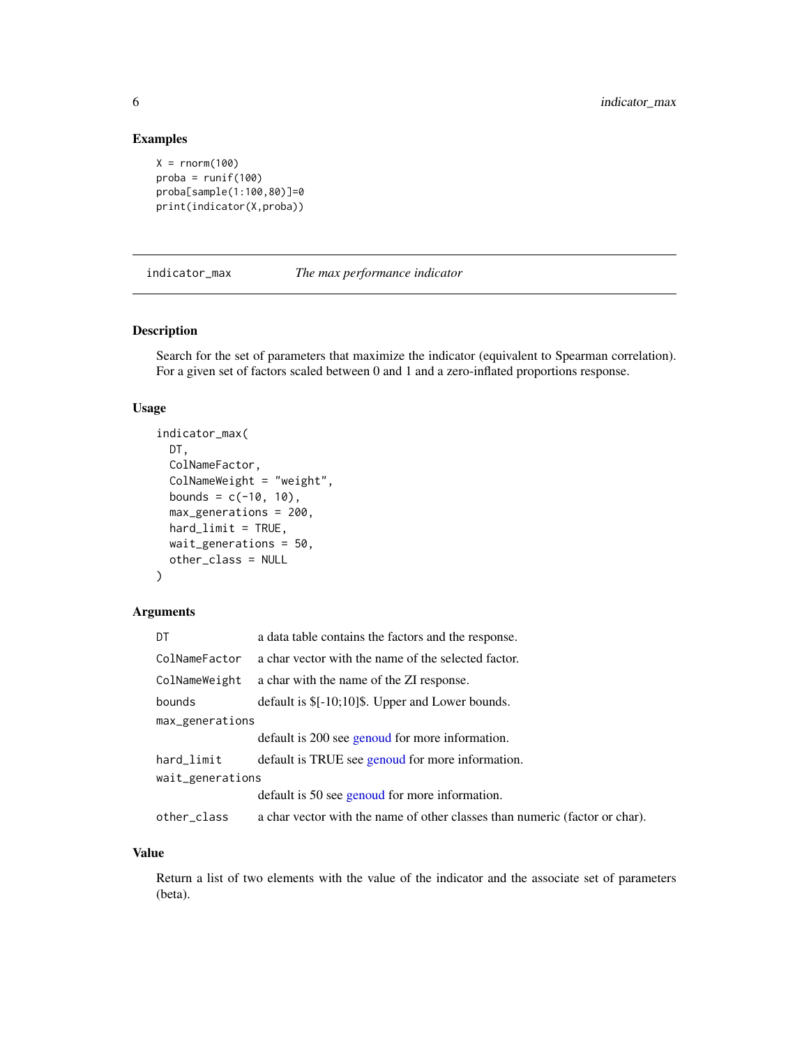## Examples

```
X = rnorm(100)
proba = runif(100)
proba[sample(1:100,80)]=0
print(indicator(X,proba))
```

---

# indicator_max — *The max performance indicator*

## Description

Search for the set of parameters that maximize the indicator (equivalent to Spearman correlation). For a given set of factors scaled between 0 and 1 and a zero-inflated proportions response.

## Usage

```
indicator_max(
  DT,
  ColNameFactor,
  ColNameWeight = "weight",
  bounds = c(-10, 10),
  max_generations = 200,
  hard_limit = TRUE,
  wait_generations = 50,
  other_class = NULL
)
```

## Arguments

| Argument | Description |
|---|---|
| `DT` | a data table contains the factors and the response. |
| `ColNameFactor` | a char vector with the name of the selected factor. |
| `ColNameWeight` | a char with the name of the ZI response. |
| `bounds` | default is $[-10;10]$. Upper and Lower bounds. |
| `max_generations` | default is 200 see genoud for more information. |
| `hard_limit` | default is TRUE see genoud for more information. |
| `wait_generations` | default is 50 see genoud for more information. |
| `other_class` | a char vector with the name of other classes than numeric (factor or char). |

## Value

Return a list of two elements with the value of the indicator and the associate set of parameters (beta).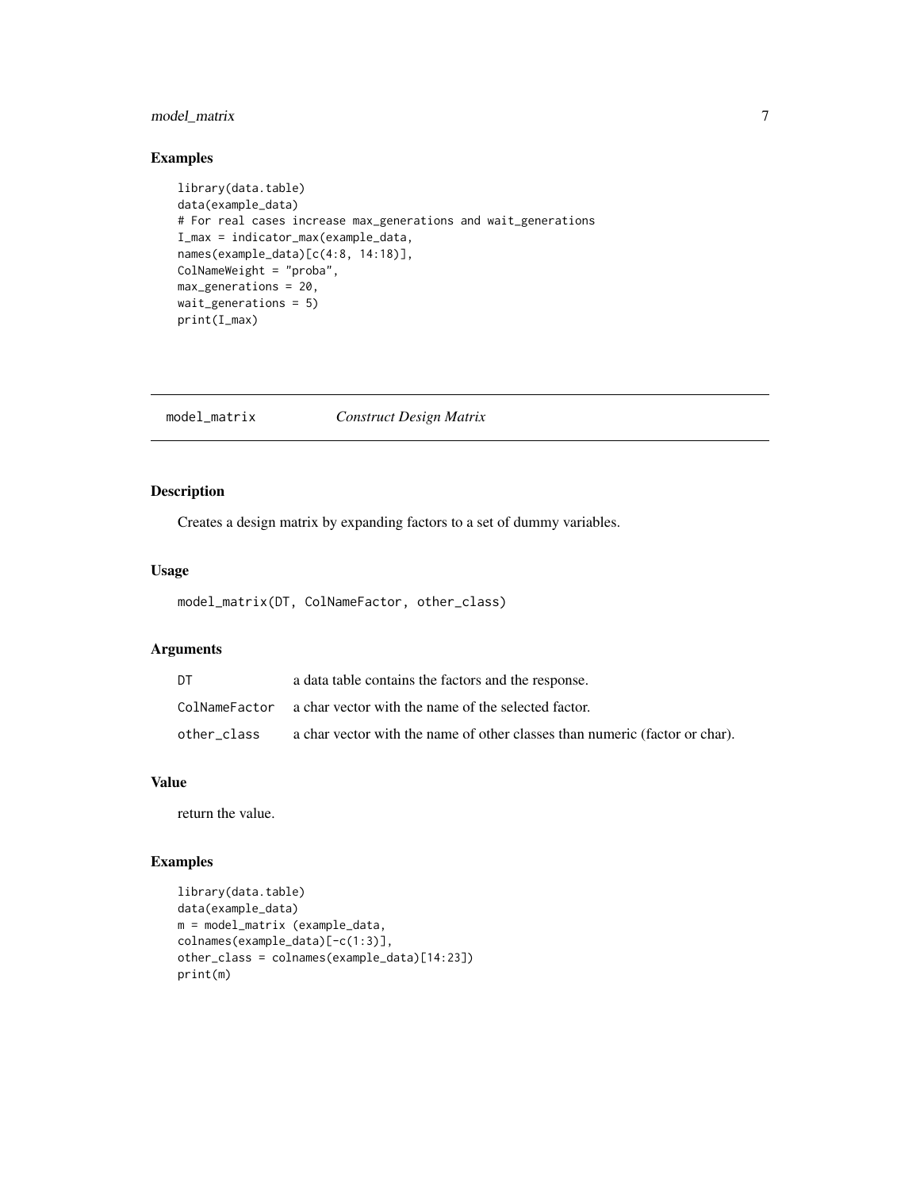## Examples

```
library(data.table)
data(example_data)
# For real cases increase max_generations and wait_generations
I_max = indicator_max(example_data,
names(example_data)[c(4:8, 14:18)],
ColNameWeight = "proba",
max_generations = 20,
wait_generations = 5)
print(I_max)
```

---

# model_matrix *Construct Design Matrix*

## Description

Creates a design matrix by expanding factors to a set of dummy variables.

## Usage

```
model_matrix(DT, ColNameFactor, other_class)
```

## Arguments

| | |
|---|---|
| DT | a data table contains the factors and the response. |
| ColNameFactor | a char vector with the name of the selected factor. |
| other_class | a char vector with the name of other classes than numeric (factor or char). |

## Value

return the value.

## Examples

```
library(data.table)
data(example_data)
m = model_matrix (example_data,
colnames(example_data)[-c(1:3)],
other_class = colnames(example_data)[14:23])
print(m)
```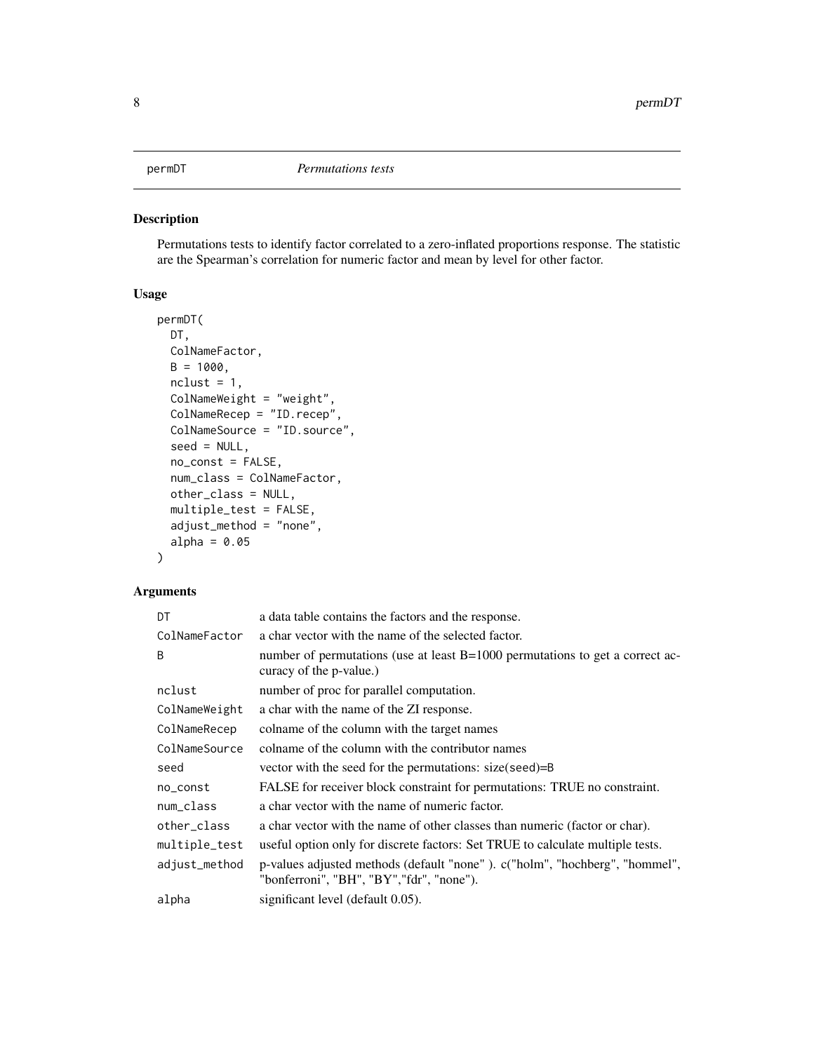permDT *Permutations tests*

## Description

Permutations tests to identify factor correlated to a zero-inflated proportions response. The statistic are the Spearman's correlation for numeric factor and mean by level for other factor.

## Usage

```
permDT(
  DT,
  ColNameFactor,
  B = 1000,
  nclust = 1,
  ColNameWeight = "weight",
  ColNameRecep = "ID.recep",
  ColNameSource = "ID.source",
  seed = NULL,
  no_const = FALSE,
  num_class = ColNameFactor,
  other_class = NULL,
  multiple_test = FALSE,
  adjust_method = "none",
  alpha = 0.05
)
```

## Arguments

| | |
|---|---|
| DT | a data table contains the factors and the response. |
| ColNameFactor | a char vector with the name of the selected factor. |
| B | number of permutations (use at least B=1000 permutations to get a correct accuracy of the p-value.) |
| nclust | number of proc for parallel computation. |
| ColNameWeight | a char with the name of the ZI response. |
| ColNameRecep | colname of the column with the target names |
| ColNameSource | colname of the column with the contributor names |
| seed | vector with the seed for the permutations: size(seed)=B |
| no_const | FALSE for receiver block constraint for permutations: TRUE no constraint. |
| num_class | a char vector with the name of numeric factor. |
| other_class | a char vector with the name of other classes than numeric (factor or char). |
| multiple_test | useful option only for discrete factors: Set TRUE to calculate multiple tests. |
| adjust_method | p-values adjusted methods (default "none" ). c("holm", "hochberg", "hommel", "bonferroni", "BH", "BY","fdr", "none"). |
| alpha | significant level (default 0.05). |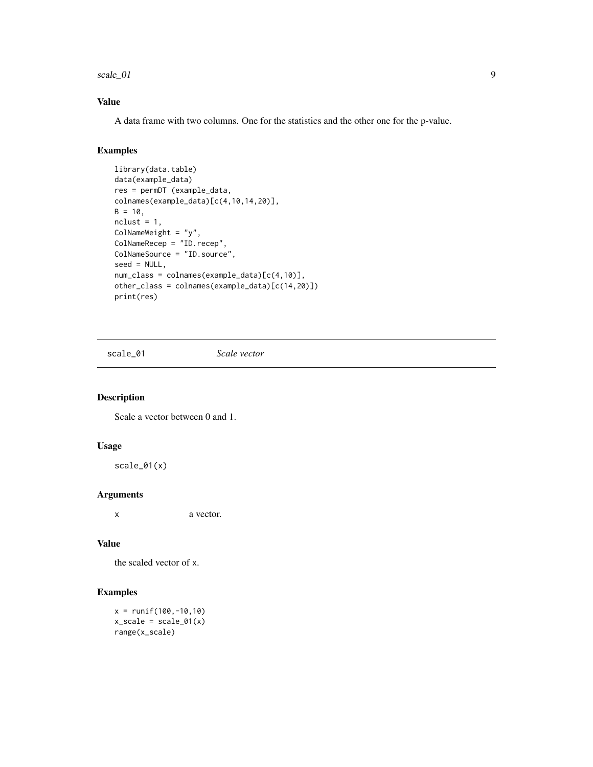### Value

A data frame with two columns. One for the statistics and the other one for the p-value.

### Examples

```
library(data.table)
data(example_data)
res = permDT (example_data,
colnames(example_data)[c(4,10,14,20)],
B = 10,
nclust = 1,
ColNameWeight = "y",
ColNameRecep = "ID.recep",
ColNameSource = "ID.source",
seed = NULL,
num_class = colnames(example_data)[c(4,10)],
other_class = colnames(example_data)[c(14,20)])
print(res)
```

---

## scale_01 *Scale vector*

### Description

Scale a vector between 0 and 1.

### Usage

```
scale_01(x)
```

### Arguments

| | |
|---|---|
| x | a vector. |

### Value

the scaled vector of x.

### Examples

```
x = runif(100,-10,10)
x_scale = scale_01(x)
range(x_scale)
```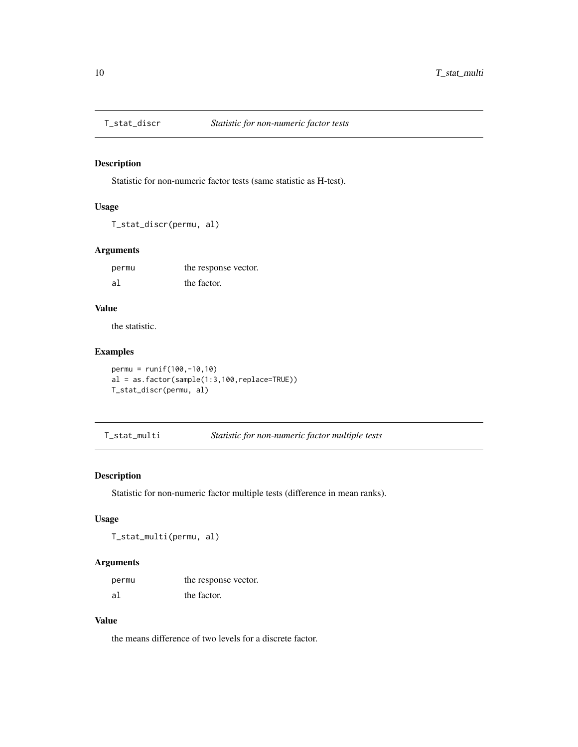## T_stat_discr — *Statistic for non-numeric factor tests*

### Description

Statistic for non-numeric factor tests (same statistic as H-test).

### Usage

```
T_stat_discr(permu, al)
```

### Arguments

| | |
|---|---|
| permu | the response vector. |
| al | the factor. |

### Value

the statistic.

### Examples

```
permu = runif(100,-10,10)
al = as.factor(sample(1:3,100,replace=TRUE))
T_stat_discr(permu, al)
```

## T_stat_multi — *Statistic for non-numeric factor multiple tests*

### Description

Statistic for non-numeric factor multiple tests (difference in mean ranks).

### Usage

```
T_stat_multi(permu, al)
```

### Arguments

| | |
|---|---|
| permu | the response vector. |
| al | the factor. |

### Value

the means difference of two levels for a discrete factor.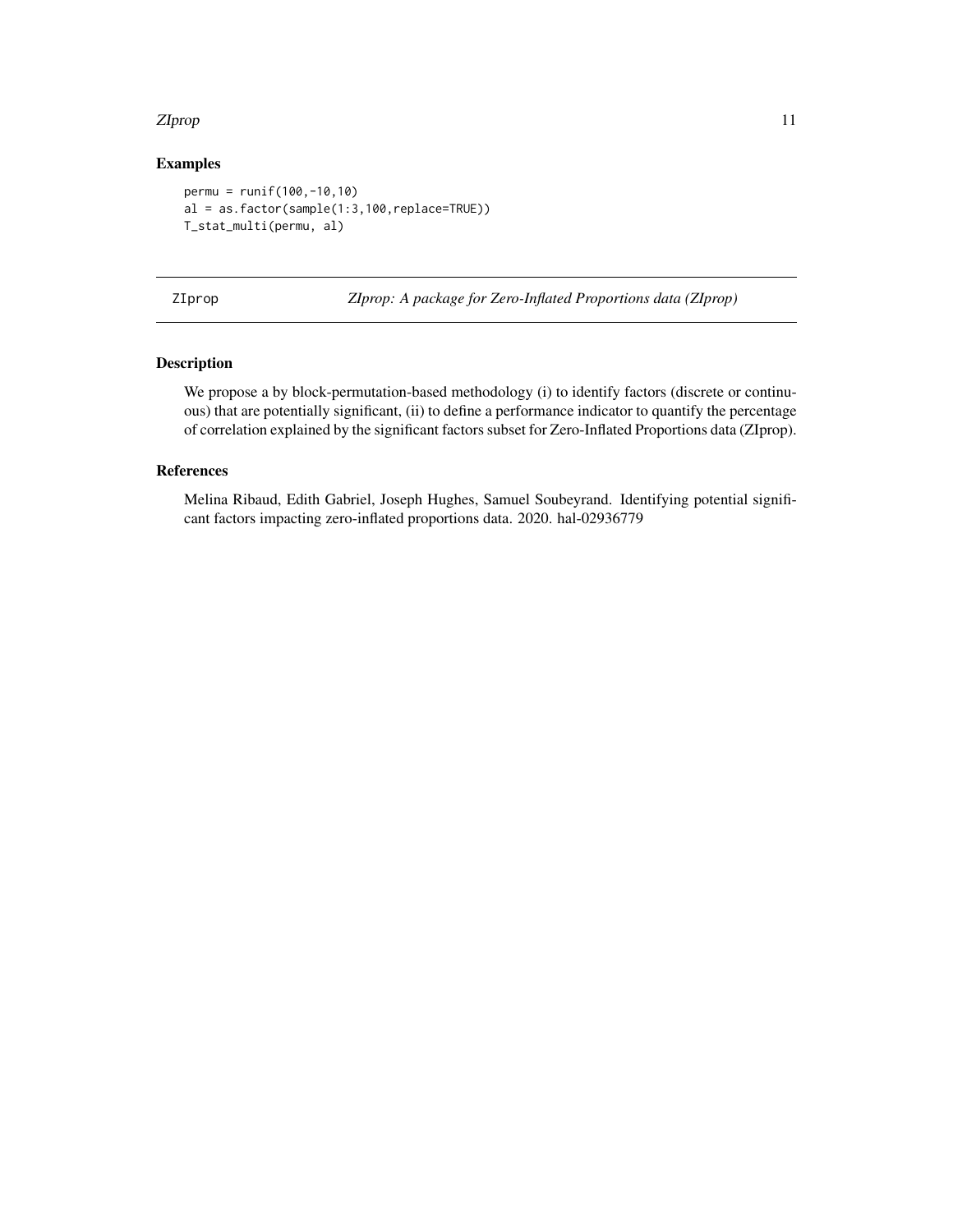## Examples

```
permu = runif(100,-10,10)
al = as.factor(sample(1:3,100,replace=TRUE))
T_stat_multi(permu, al)
```

---

# ZIprop — *ZIprop: A package for Zero-Inflated Proportions data (ZIprop)*

---

### Description

We propose a by block-permutation-based methodology (i) to identify factors (discrete or continuous) that are potentially significant, (ii) to define a performance indicator to quantify the percentage of correlation explained by the significant factors subset for Zero-Inflated Proportions data (ZIprop).

### References

Melina Ribaud, Edith Gabriel, Joseph Hughes, Samuel Soubeyrand. Identifying potential significant factors impacting zero-inflated proportions data. 2020. hal-02936779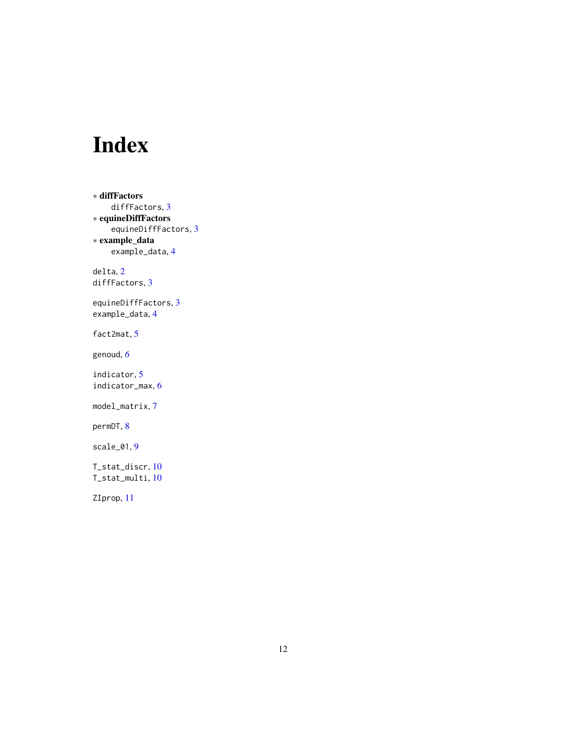# Index

∗ **diffFactors**
    diffFactors, 3
∗ **equineDiffFactors**
    equineDiffFactors, 3
∗ **example_data**
    example_data, 4

delta, 2
diffFactors, 3

equineDiffFactors, 3
example_data, 4

fact2mat, 5

genoud, *6*

indicator, 5
indicator_max, 6

model_matrix, 7

permDT, 8

scale_01, 9

T_stat_discr, 10
T_stat_multi, 10

ZIprop, 11